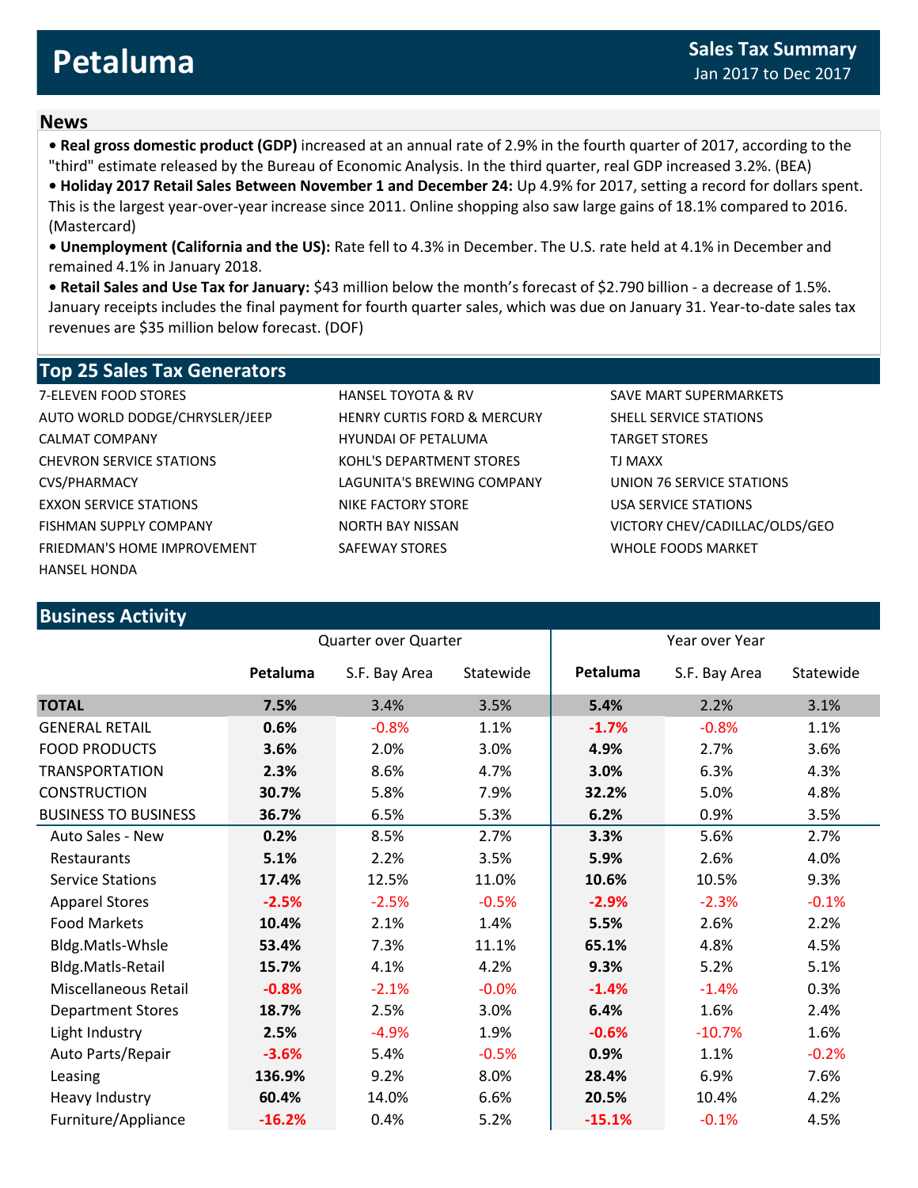# Petaluma

**Sales Tax Summary**
Jan 2017 to Dec 2017

## News

- **Real gross domestic product (GDP)** increased at an annual rate of 2.9% in the fourth quarter of 2017, according to the "third" estimate released by the Bureau of Economic Analysis. In the third quarter, real GDP increased 3.2%. (BEA)
- **Holiday 2017 Retail Sales Between November 1 and December 24:** Up 4.9% for 2017, setting a record for dollars spent. This is the largest year-over-year increase since 2011. Online shopping also saw large gains of 18.1% compared to 2016. (Mastercard)
- **Unemployment (California and the US):** Rate fell to 4.3% in December. The U.S. rate held at 4.1% in December and remained 4.1% in January 2018.
- **Retail Sales and Use Tax for January:** $43 million below the month's forecast of $2.790 billion - a decrease of 1.5%. January receipts includes the final payment for fourth quarter sales, which was due on January 31. Year-to-date sales tax revenues are $35 million below forecast. (DOF)

## Top 25 Sales Tax Generators

- 7-ELEVEN FOOD STORES
- AUTO WORLD DODGE/CHRYSLER/JEEP
- CALMAT COMPANY
- CHEVRON SERVICE STATIONS
- CVS/PHARMACY
- EXXON SERVICE STATIONS
- FISHMAN SUPPLY COMPANY
- FRIEDMAN'S HOME IMPROVEMENT
- HANSEL HONDA
- HANSEL TOYOTA & RV
- HENRY CURTIS FORD & MERCURY
- HYUNDAI OF PETALUMA
- KOHL'S DEPARTMENT STORES
- LAGUNITA'S BREWING COMPANY
- NIKE FACTORY STORE
- NORTH BAY NISSAN
- SAFEWAY STORES
- SAVE MART SUPERMARKETS
- SHELL SERVICE STATIONS
- TARGET STORES
- TJ MAXX
- UNION 76 SERVICE STATIONS
- USA SERVICE STATIONS
- VICTORY CHEV/CADILLAC/OLDS/GEO
- WHOLE FOODS MARKET

## Business Activity

| | Quarter over Quarter | | | Year over Year | | |
|---|---|---|---|---|---|---|
| | **Petaluma** | S.F. Bay Area | Statewide | **Petaluma** | S.F. Bay Area | Statewide |
| **TOTAL** | **7.5%** | 3.4% | 3.5% | **5.4%** | 2.2% | 3.1% |
| GENERAL RETAIL | **0.6%** | -0.8% | 1.1% | **-1.7%** | -0.8% | 1.1% |
| FOOD PRODUCTS | **3.6%** | 2.0% | 3.0% | **4.9%** | 2.7% | 3.6% |
| TRANSPORTATION | **2.3%** | 8.6% | 4.7% | **3.0%** | 6.3% | 4.3% |
| CONSTRUCTION | **30.7%** | 5.8% | 7.9% | **32.2%** | 5.0% | 4.8% |
| BUSINESS TO BUSINESS | **36.7%** | 6.5% | 5.3% | **6.2%** | 0.9% | 3.5% |
| Auto Sales - New | **0.2%** | 8.5% | 2.7% | **3.3%** | 5.6% | 2.7% |
| Restaurants | **5.1%** | 2.2% | 3.5% | **5.9%** | 2.6% | 4.0% |
| Service Stations | **17.4%** | 12.5% | 11.0% | **10.6%** | 10.5% | 9.3% |
| Apparel Stores | **-2.5%** | -2.5% | -0.5% | **-2.9%** | -2.3% | -0.1% |
| Food Markets | **10.4%** | 2.1% | 1.4% | **5.5%** | 2.6% | 2.2% |
| Bldg.Matls-Whsle | **53.4%** | 7.3% | 11.1% | **65.1%** | 4.8% | 4.5% |
| Bldg.Matls-Retail | **15.7%** | 4.1% | 4.2% | **9.3%** | 5.2% | 5.1% |
| Miscellaneous Retail | **-0.8%** | -2.1% | -0.0% | **-1.4%** | -1.4% | 0.3% |
| Department Stores | **18.7%** | 2.5% | 3.0% | **6.4%** | 1.6% | 2.4% |
| Light Industry | **2.5%** | -4.9% | 1.9% | **-0.6%** | -10.7% | 1.6% |
| Auto Parts/Repair | **-3.6%** | 5.4% | -0.5% | **0.9%** | 1.1% | -0.2% |
| Leasing | **136.9%** | 9.2% | 8.0% | **28.4%** | 6.9% | 7.6% |
| Heavy Industry | **60.4%** | 14.0% | 6.6% | **20.5%** | 10.4% | 4.2% |
| Furniture/Appliance | **-16.2%** | 0.4% | 5.2% | **-15.1%** | -0.1% | 4.5% |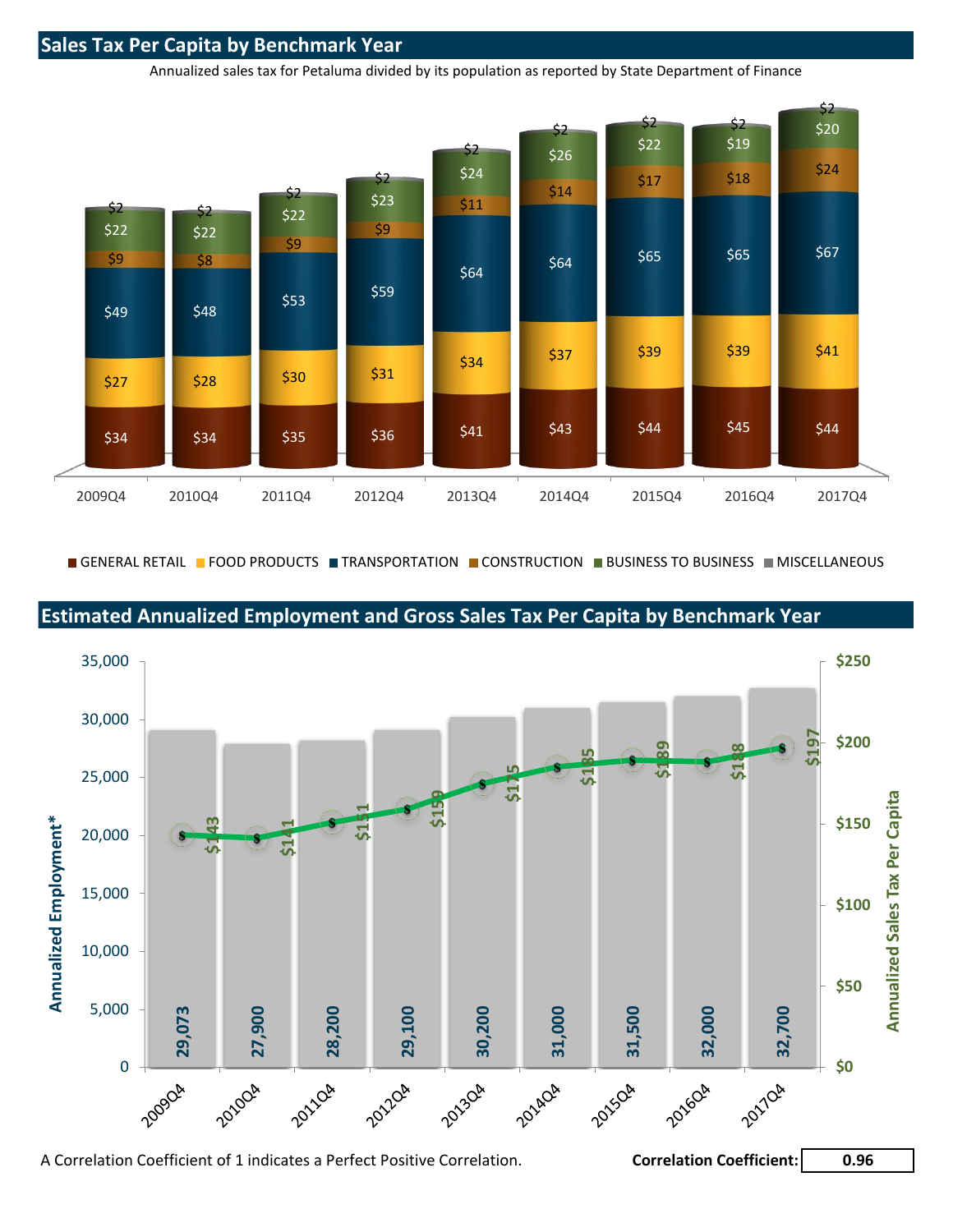## Sales Tax Per Capita by Benchmark Year

Annualized sales tax for Petaluma divided by its population as reported by State Department of Finance

2009Q4: $34, $27, $49, $9, $22, $2
2010Q4: $34, $28, $48, $8, $22, $2
2011Q4: $35, $30, $53, $9, $22, $2
2012Q4: $36, $31, $59, $9, $23, $2
2013Q4: $41, $34, $64, $11, $24, $2
2014Q4: $43, $37, $64, $14, $26, $2
2015Q4: $44, $39, $65, $17, $22, $2
2016Q4: $45, $39, $65, $18, $19, $2
2017Q4: $44, $41, $67, $24, $20, $2

GENERAL RETAIL, FOOD PRODUCTS, TRANSPORTATION, CONSTRUCTION, BUSINESS TO BUSINESS, MISCELLANEOUS

## Estimated Annualized Employment and Gross Sales Tax Per Capita by Benchmark Year

Annualized Employment*: 0, 5,000, 10,000, 15,000, 20,000, 25,000, 30,000, 35,000

Annualized Sales Tax Per Capita: $0, $50, $100, $150, $200, $250

2009Q4: 29,073, $143
2010Q4: 27,900, $141
2011Q4: 28,200, $151
2012Q4: 29,100, $159
2013Q4: 30,200, $175
2014Q4: 31,000, $185
2015Q4: 31,500, $189
2016Q4: 32,000, $188
2017Q4: 32,700, $197

A Correlation Coefficient of 1 indicates a Perfect Positive Correlation.

**Correlation Coefficient:** 0.96